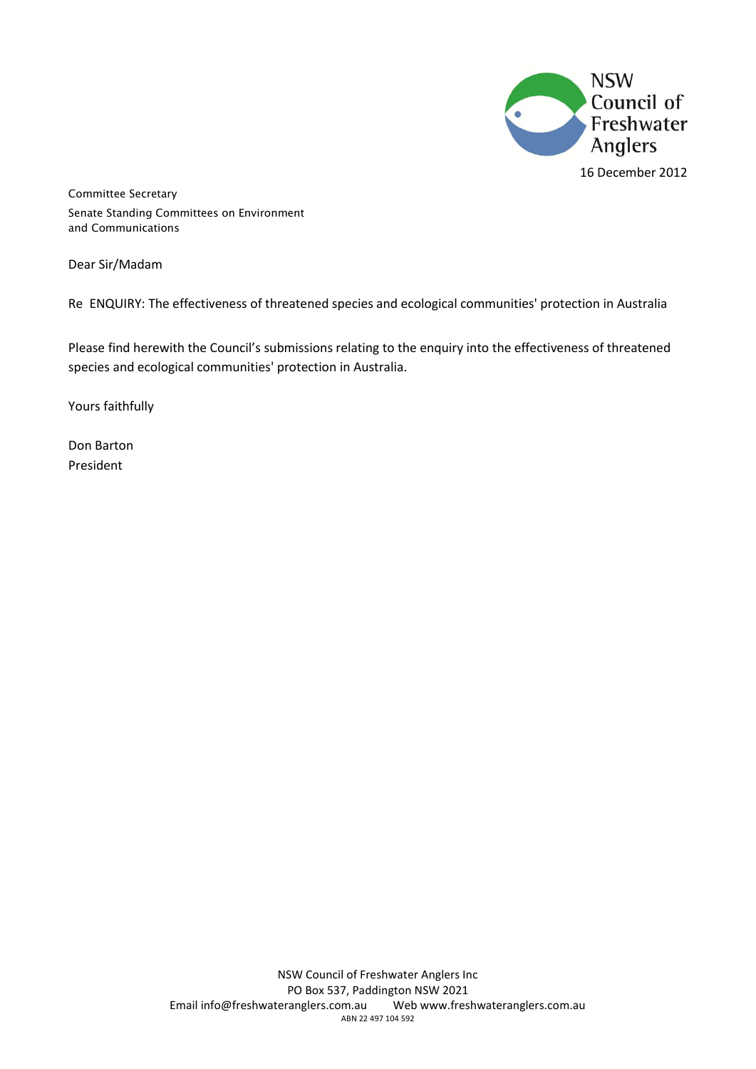NSW Council of Freshwater Anglers

16 December 2012

Committee Secretary
Senate Standing Committees on Environment
and Communications

Dear Sir/Madam

Re ENQUIRY: The effectiveness of threatened species and ecological communities' protection in Australia

Please find herewith the Council's submissions relating to the enquiry into the effectiveness of threatened species and ecological communities' protection in Australia.

Yours faithfully

Don Barton
President

NSW Council of Freshwater Anglers Inc
PO Box 537, Paddington NSW 2021
Email info@freshwateranglers.com.au Web www.freshwateranglers.com.au
ABN 22 497 104 592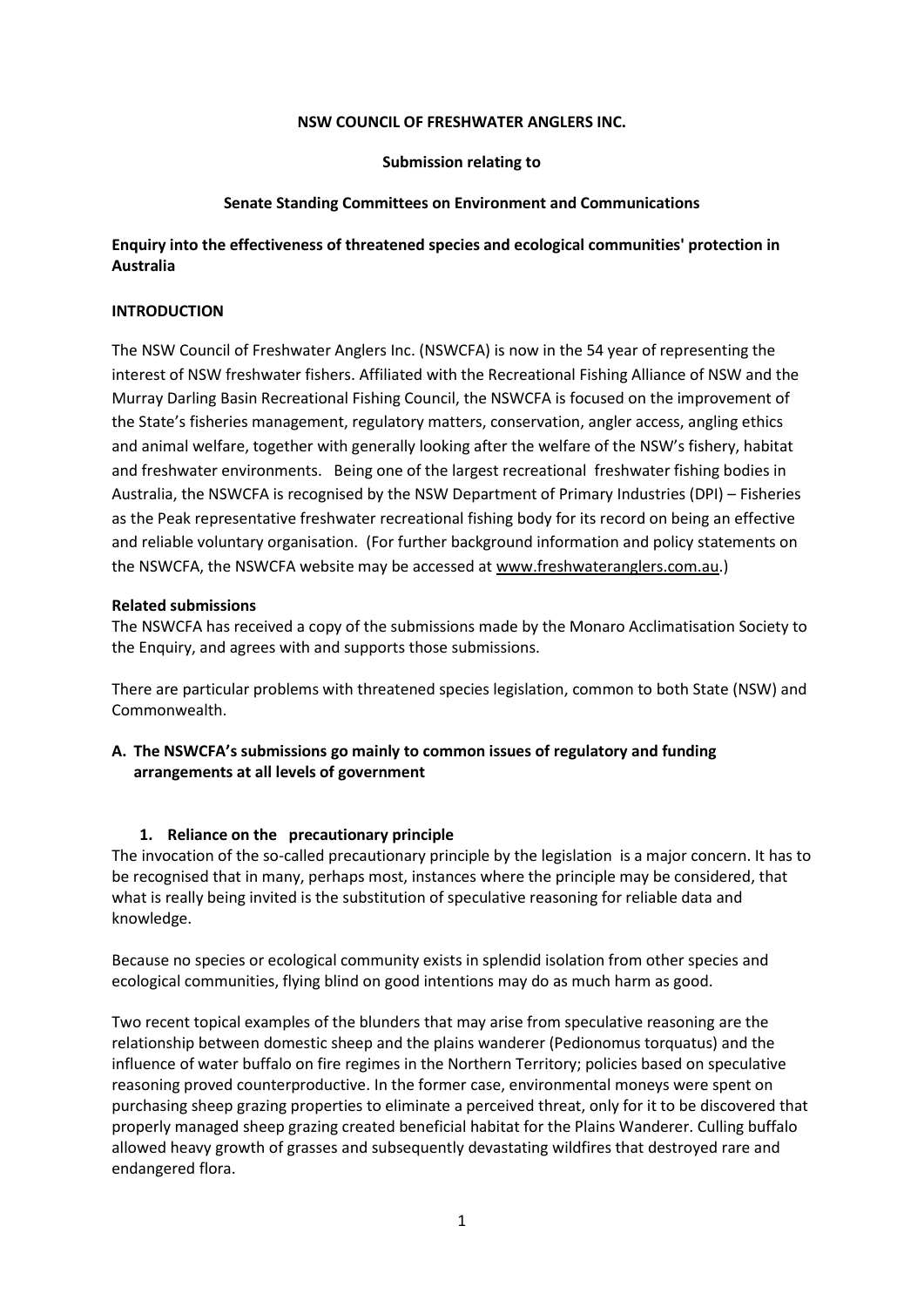**NSW COUNCIL OF FRESHWATER ANGLERS INC.**

**Submission relating to**

**Senate Standing Committees on Environment and Communications**

**Enquiry into the effectiveness of threatened species and ecological communities' protection in Australia**

**INTRODUCTION**

The NSW Council of Freshwater Anglers Inc. (NSWCFA) is now in the 54 year of representing the interest of NSW freshwater fishers. Affiliated with the Recreational Fishing Alliance of NSW and the Murray Darling Basin Recreational Fishing Council, the NSWCFA is focused on the improvement of the State's fisheries management, regulatory matters, conservation, angler access, angling ethics and animal welfare, together with generally looking after the welfare of the NSW's fishery, habitat and freshwater environments. Being one of the largest recreational freshwater fishing bodies in Australia, the NSWCFA is recognised by the NSW Department of Primary Industries (DPI) – Fisheries as the Peak representative freshwater recreational fishing body for its record on being an effective and reliable voluntary organisation. (For further background information and policy statements on the NSWCFA, the NSWCFA website may be accessed at www.freshwateranglers.com.au.)

**Related submissions**

The NSWCFA has received a copy of the submissions made by the Monaro Acclimatisation Society to the Enquiry, and agrees with and supports those submissions.

There are particular problems with threatened species legislation, common to both State (NSW) and Commonwealth.

**A. The NSWCFA's submissions go mainly to common issues of regulatory and funding arrangements at all levels of government**

**1. Reliance on the precautionary principle**

The invocation of the so-called precautionary principle by the legislation is a major concern. It has to be recognised that in many, perhaps most, instances where the principle may be considered, that what is really being invited is the substitution of speculative reasoning for reliable data and knowledge.

Because no species or ecological community exists in splendid isolation from other species and ecological communities, flying blind on good intentions may do as much harm as good.

Two recent topical examples of the blunders that may arise from speculative reasoning are the relationship between domestic sheep and the plains wanderer (Pedionomus torquatus) and the influence of water buffalo on fire regimes in the Northern Territory; policies based on speculative reasoning proved counterproductive. In the former case, environmental moneys were spent on purchasing sheep grazing properties to eliminate a perceived threat, only for it to be discovered that properly managed sheep grazing created beneficial habitat for the Plains Wanderer. Culling buffalo allowed heavy growth of grasses and subsequently devastating wildfires that destroyed rare and endangered flora.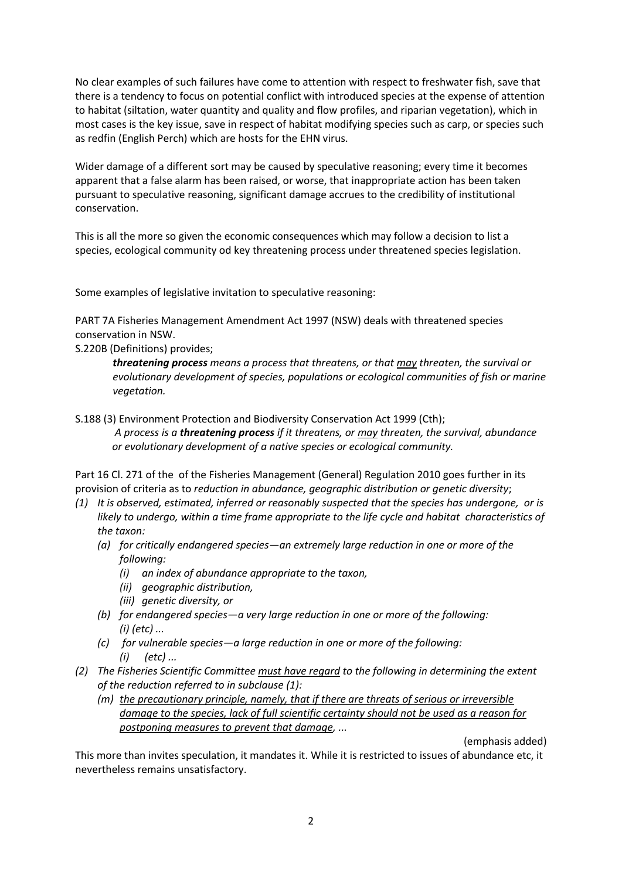No clear examples of such failures have come to attention with respect to freshwater fish, save that there is a tendency to focus on potential conflict with introduced species at the expense of attention to habitat (siltation, water quantity and quality and flow profiles, and riparian vegetation), which in most cases is the key issue, save in respect of habitat modifying species such as carp, or species such as redfin (English Perch) which are hosts for the EHN virus.

Wider damage of a different sort may be caused by speculative reasoning; every time it becomes apparent that a false alarm has been raised, or worse, that inappropriate action has been taken pursuant to speculative reasoning, significant damage accrues to the credibility of institutional conservation.

This is all the more so given the economic consequences which may follow a decision to list a species, ecological community od key threatening process under threatened species legislation.

Some examples of legislative invitation to speculative reasoning:

PART 7A Fisheries Management Amendment Act 1997 (NSW) deals with threatened species conservation in NSW.

S.220B (Definitions) provides;

> ***threatening process*** *means a process that threatens, or that* <u>*may*</u> *threaten, the survival or evolutionary development of species, populations or ecological communities of fish or marine vegetation.*

S.188 (3) Environment Protection and Biodiversity Conservation Act 1999 (Cth);

> *A process is a* ***threatening process*** *if it threatens, or* <u>*may*</u> *threaten, the survival, abundance or evolutionary development of a native species or ecological community.*

Part 16 Cl. 271 of the of the Fisheries Management (General) Regulation 2010 goes further in its provision of criteria as to *reduction in abundance, geographic distribution or genetic diversity*;

*(1) It is observed, estimated, inferred or reasonably suspected that the species has undergone, or is likely to undergo, within a time frame appropriate to the life cycle and habitat characteristics of the taxon:*

*(a) for critically endangered species—an extremely large reduction in one or more of the following:*

*(i) an index of abundance appropriate to the taxon,*

*(ii) geographic distribution,*

*(iii) genetic diversity, or*

*(b) for endangered species—a very large reduction in one or more of the following: (i) (etc) ...*

*(c) for vulnerable species—a large reduction in one or more of the following: (i) (etc) ...*

*(2) The Fisheries Scientific Committee* <u>*must have regard*</u> *to the following in determining the extent of the reduction referred to in subclause (1):*

*(m)* <u>*the precautionary principle, namely, that if there are threats of serious or irreversible damage to the species, lack of full scientific certainty should not be used as a reason for postponing measures to prevent that damage*</u>*, ...*

(emphasis added)

This more than invites speculation, it mandates it. While it is restricted to issues of abundance etc, it nevertheless remains unsatisfactory.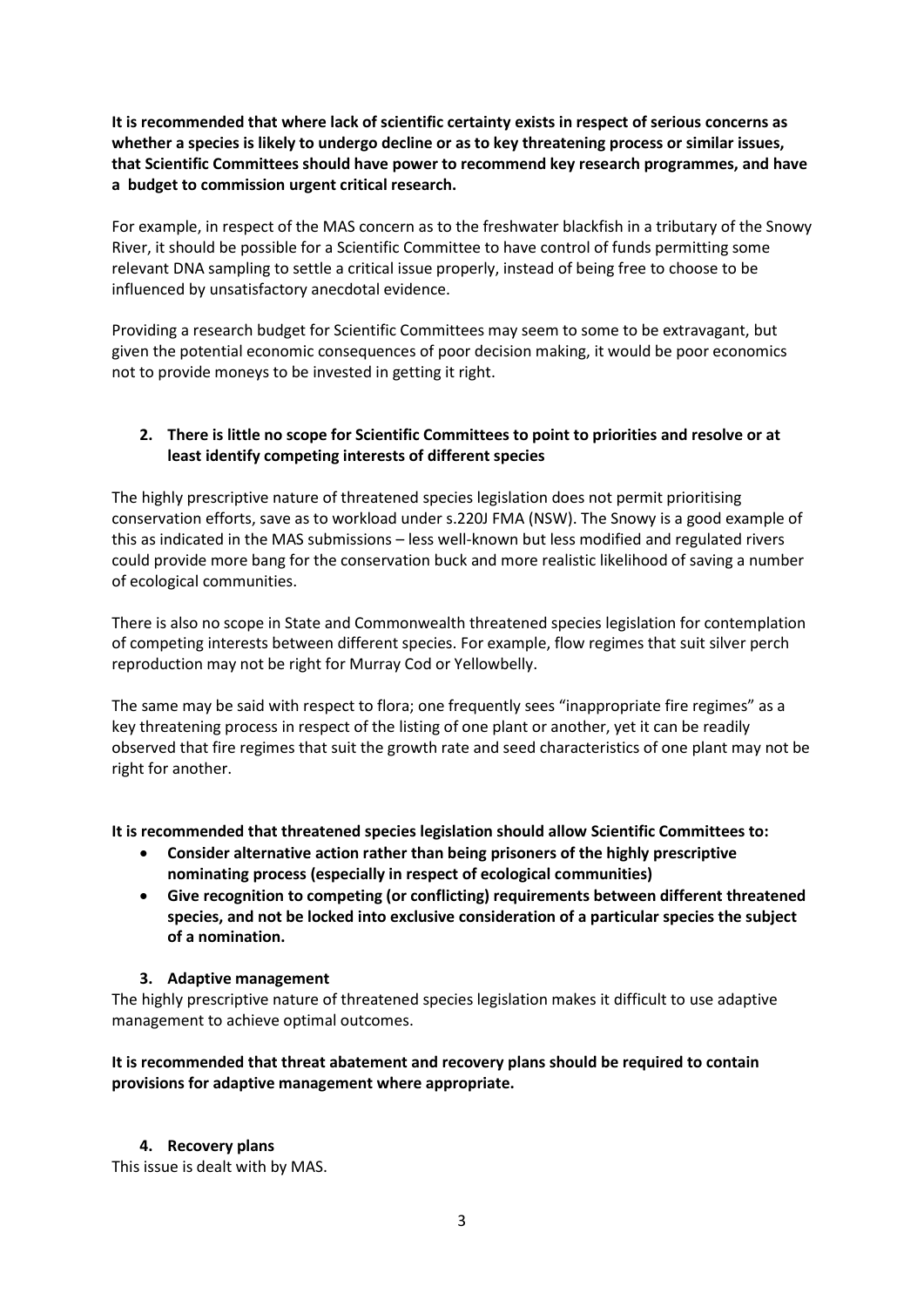**It is recommended that where lack of scientific certainty exists in respect of serious concerns as whether a species is likely to undergo decline or as to key threatening process or similar issues, that Scientific Committees should have power to recommend key research programmes, and have a budget to commission urgent critical research.**

For example, in respect of the MAS concern as to the freshwater blackfish in a tributary of the Snowy River, it should be possible for a Scientific Committee to have control of funds permitting some relevant DNA sampling to settle a critical issue properly, instead of being free to choose to be influenced by unsatisfactory anecdotal evidence.

Providing a research budget for Scientific Committees may seem to some to be extravagant, but given the potential economic consequences of poor decision making, it would be poor economics not to provide moneys to be invested in getting it right.

2. **There is little no scope for Scientific Committees to point to priorities and resolve or at least identify competing interests of different species**

The highly prescriptive nature of threatened species legislation does not permit prioritising conservation efforts, save as to workload under s.220J FMA (NSW). The Snowy is a good example of this as indicated in the MAS submissions – less well-known but less modified and regulated rivers could provide more bang for the conservation buck and more realistic likelihood of saving a number of ecological communities.

There is also no scope in State and Commonwealth threatened species legislation for contemplation of competing interests between different species. For example, flow regimes that suit silver perch reproduction may not be right for Murray Cod or Yellowbelly.

The same may be said with respect to flora; one frequently sees "inappropriate fire regimes" as a key threatening process in respect of the listing of one plant or another, yet it can be readily observed that fire regimes that suit the growth rate and seed characteristics of one plant may not be right for another.

**It is recommended that threatened species legislation should allow Scientific Committees to:**

- **Consider alternative action rather than being prisoners of the highly prescriptive nominating process (especially in respect of ecological communities)**
- **Give recognition to competing (or conflicting) requirements between different threatened species, and not be locked into exclusive consideration of a particular species the subject of a nomination.**

3. **Adaptive management**

The highly prescriptive nature of threatened species legislation makes it difficult to use adaptive management to achieve optimal outcomes.

**It is recommended that threat abatement and recovery plans should be required to contain provisions for adaptive management where appropriate.**

4. **Recovery plans**

This issue is dealt with by MAS.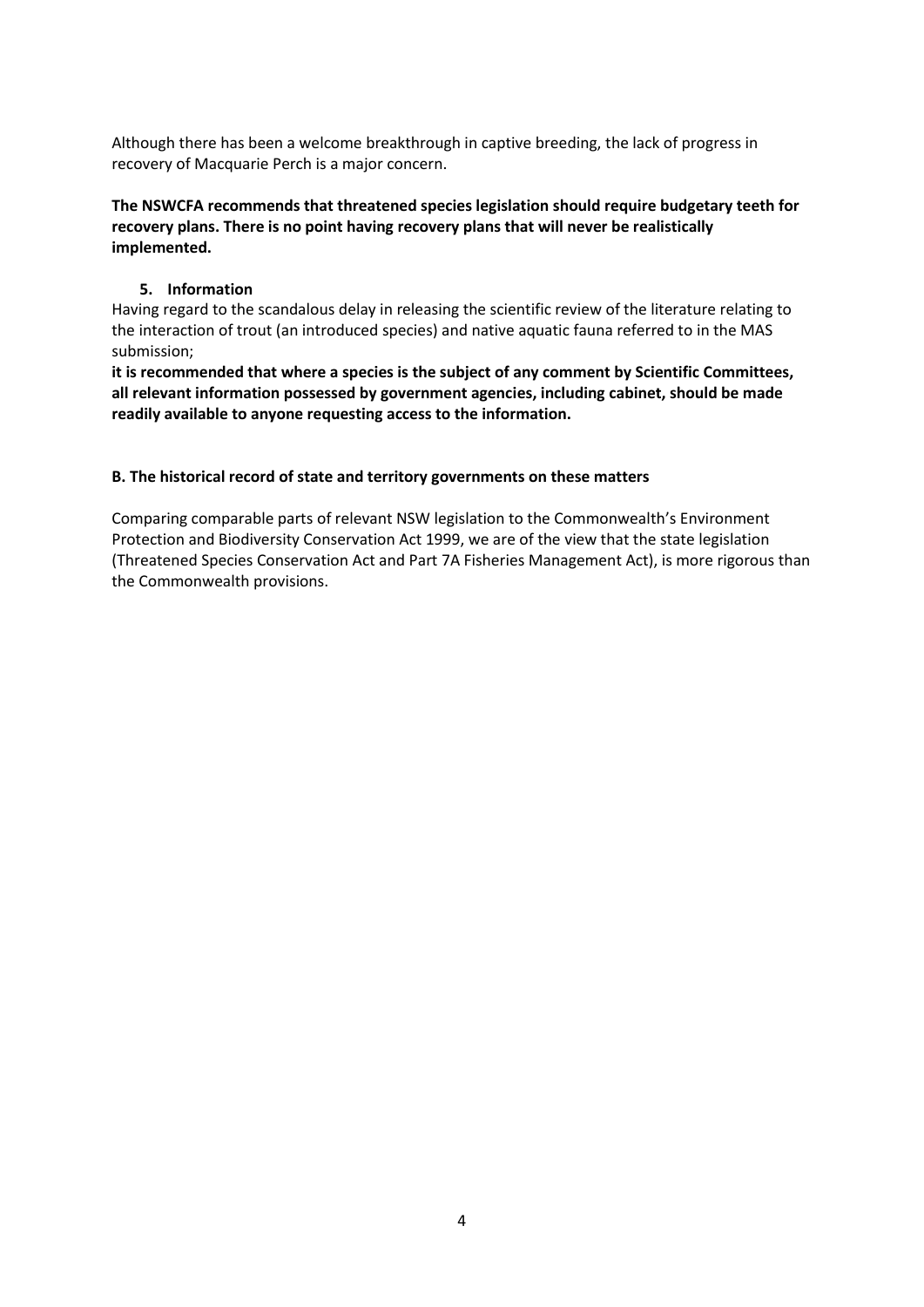Although there has been a welcome breakthrough in captive breeding, the lack of progress in recovery of Macquarie Perch is a major concern.

**The NSWCFA recommends that threatened species legislation should require budgetary teeth for recovery plans. There is no point having recovery plans that will never be realistically implemented.**

5. **Information**

Having regard to the scandalous delay in releasing the scientific review of the literature relating to the interaction of trout (an introduced species) and native aquatic fauna referred to in the MAS submission;

**it is recommended that where a species is the subject of any comment by Scientific Committees, all relevant information possessed by government agencies, including cabinet, should be made readily available to anyone requesting access to the information.**

**B. The historical record of state and territory governments on these matters**

Comparing comparable parts of relevant NSW legislation to the Commonwealth's Environment Protection and Biodiversity Conservation Act 1999, we are of the view that the state legislation (Threatened Species Conservation Act and Part 7A Fisheries Management Act), is more rigorous than the Commonwealth provisions.